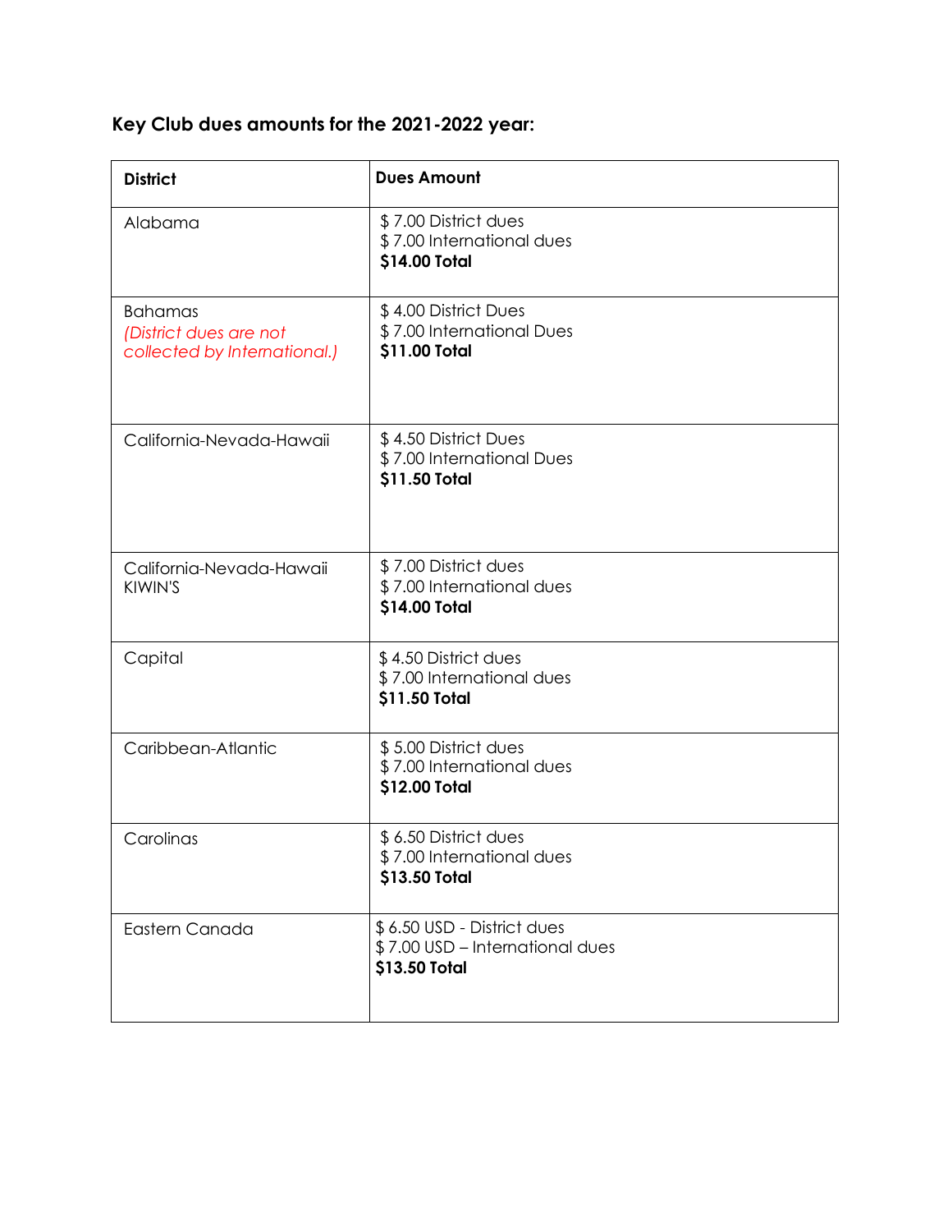**Key Club dues amounts for the 2021-2022 year:**

| **District** | **Dues Amount** |
|---|---|
| Alabama | $ 7.00 District dues<br>$ 7.00 International dues<br>**$14.00 Total** |
| Bahamas<br>*(District dues are not collected by International.)* | $ 4.00 District Dues<br>$ 7.00 International Dues<br>**$11.00 Total** |
| California-Nevada-Hawaii | $ 4.50 District Dues<br>$ 7.00 International Dues<br>**$11.50 Total** |
| California-Nevada-Hawaii KIWIN'S | $ 7.00 District dues<br>$ 7.00 International dues<br>**$14.00 Total** |
| Capital | $ 4.50 District dues<br>$ 7.00 International dues<br>**$11.50 Total** |
| Caribbean-Atlantic | $ 5.00 District dues<br>$ 7.00 International dues<br>**$12.00 Total** |
| Carolinas | $ 6.50 District dues<br>$ 7.00 International dues<br>**$13.50 Total** |
| Eastern Canada | $ 6.50 USD - District dues<br>$ 7.00 USD – International dues<br>**$13.50 Total** |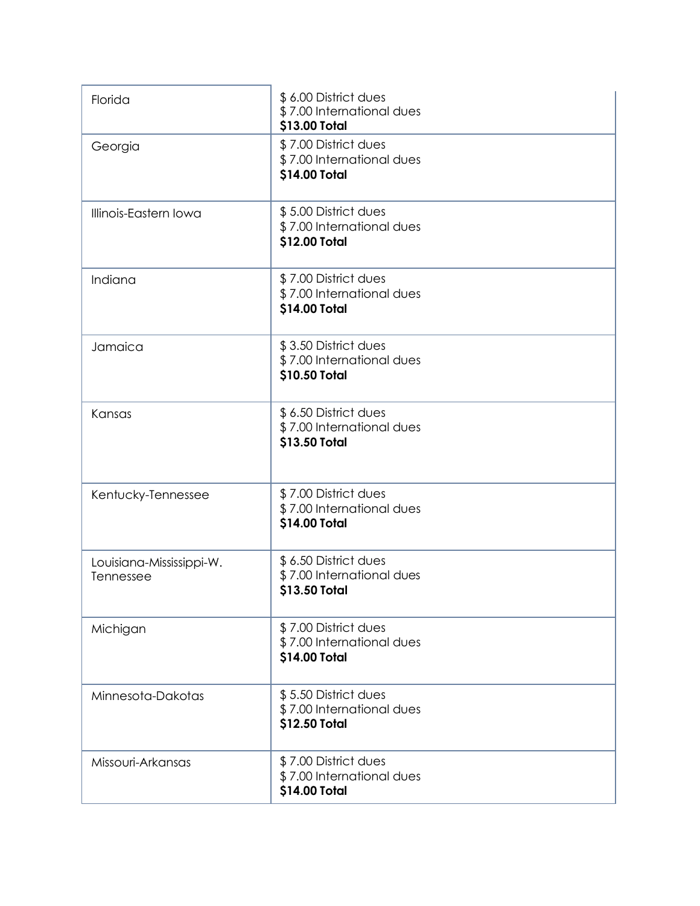| | |
|---|---|
| Florida | $ 6.00 District dues<br>$ 7.00 International dues<br>**$13.00 Total** |
| Georgia | $ 7.00 District dues<br>$ 7.00 International dues<br>**$14.00 Total** |
| Illinois-Eastern Iowa | $ 5.00 District dues<br>$ 7.00 International dues<br>**$12.00 Total** |
| Indiana | $ 7.00 District dues<br>$ 7.00 International dues<br>**$14.00 Total** |
| Jamaica | $ 3.50 District dues<br>$ 7.00 International dues<br>**$10.50 Total** |
| Kansas | $ 6.50 District dues<br>$ 7.00 International dues<br>**$13.50 Total** |
| Kentucky-Tennessee | $ 7.00 District dues<br>$ 7.00 International dues<br>**$14.00 Total** |
| Louisiana-Mississippi-W. Tennessee | $ 6.50 District dues<br>$ 7.00 International dues<br>**$13.50 Total** |
| Michigan | $ 7.00 District dues<br>$ 7.00 International dues<br>**$14.00 Total** |
| Minnesota-Dakotas | $ 5.50 District dues<br>$ 7.00 International dues<br>**$12.50 Total** |
| Missouri-Arkansas | $ 7.00 District dues<br>$ 7.00 International dues<br>**$14.00 Total** |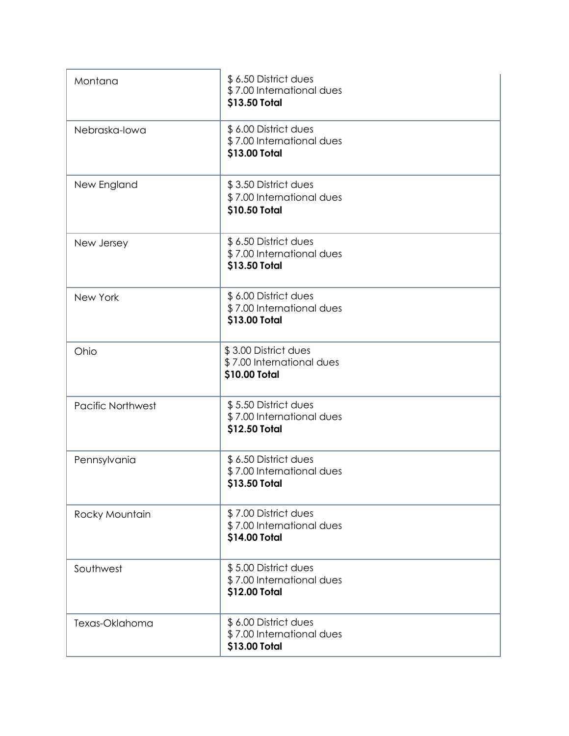| | |
|---|---|
| Montana | $ 6.50 District dues<br>$ 7.00 International dues<br>**$13.50 Total** |
| Nebraska-Iowa | $ 6.00 District dues<br>$ 7.00 International dues<br>**$13.00 Total** |
| New England | $ 3.50 District dues<br>$ 7.00 International dues<br>**$10.50 Total** |
| New Jersey | $ 6.50 District dues<br>$ 7.00 International dues<br>**$13.50 Total** |
| New York | $ 6.00 District dues<br>$ 7.00 International dues<br>**$13.00 Total** |
| Ohio | $ 3.00 District dues<br>$ 7.00 International dues<br>**$10.00 Total** |
| Pacific Northwest | $ 5.50 District dues<br>$ 7.00 International dues<br>**$12.50 Total** |
| Pennsylvania | $ 6.50 District dues<br>$ 7.00 International dues<br>**$13.50 Total** |
| Rocky Mountain | $ 7.00 District dues<br>$ 7.00 International dues<br>**$14.00 Total** |
| Southwest | $ 5.00 District dues<br>$ 7.00 International dues<br>**$12.00 Total** |
| Texas-Oklahoma | $ 6.00 District dues<br>$ 7.00 International dues<br>**$13.00 Total** |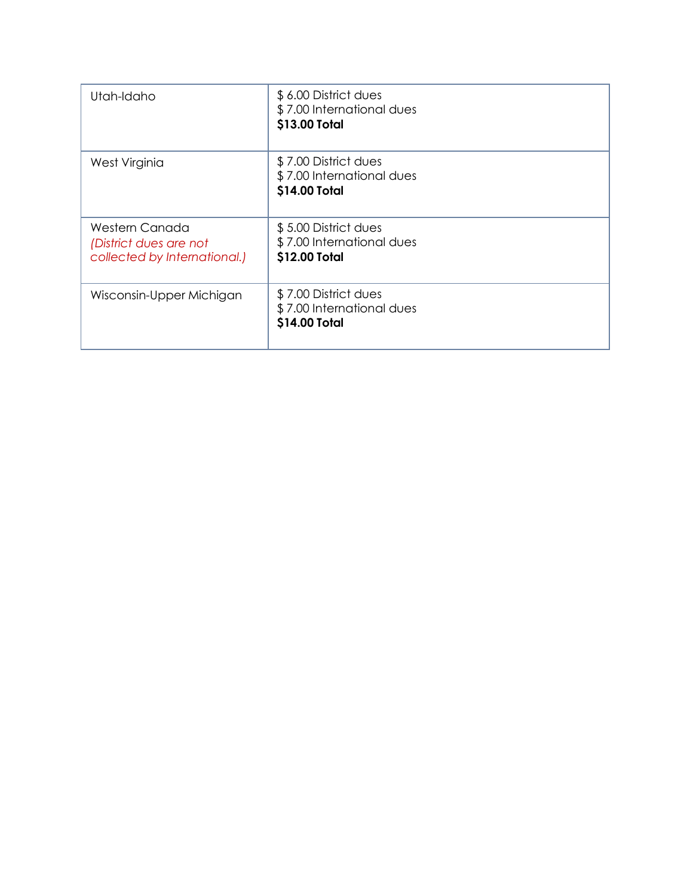| | |
|---|---|
| Utah-Idaho | $ 6.00 District dues<br>$ 7.00 International dues<br>**$13.00 Total** |
| West Virginia | $ 7.00 District dues<br>$ 7.00 International dues<br>**$14.00 Total** |
| Western Canada<br>*(District dues are not collected by International.)* | $ 5.00 District dues<br>$ 7.00 International dues<br>**$12.00 Total** |
| Wisconsin-Upper Michigan | $ 7.00 District dues<br>$ 7.00 International dues<br>**$14.00 Total** |